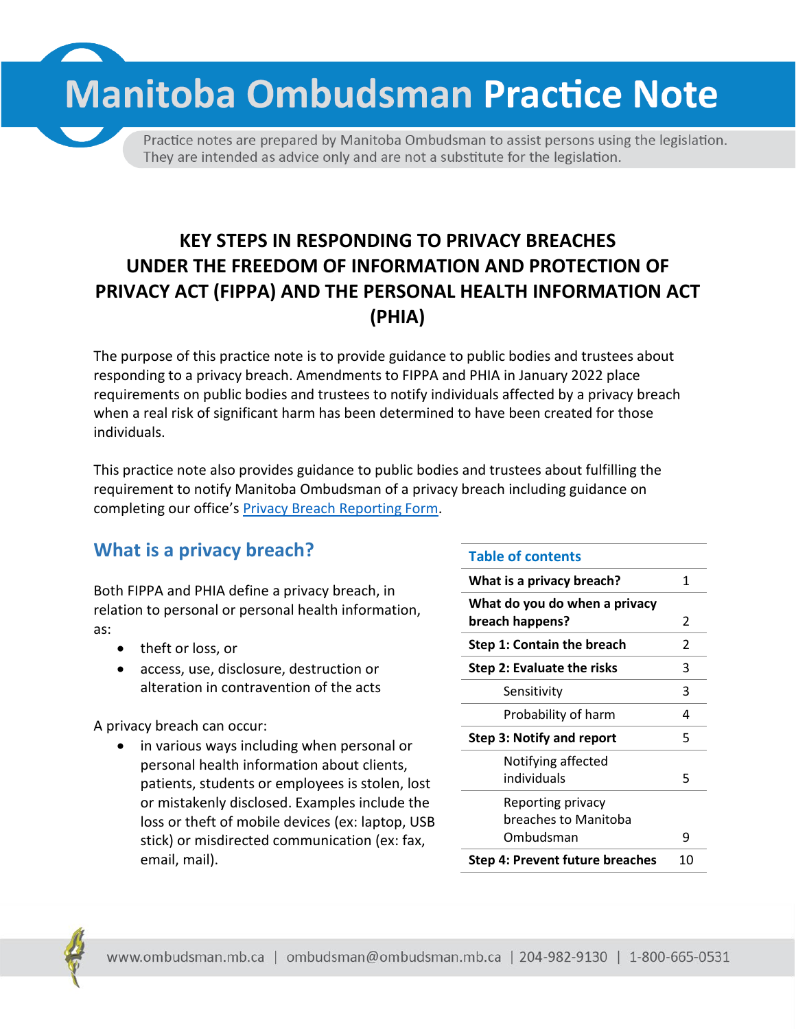# Manitoba Ombudsman Practice Note

Practice notes are prepared by Manitoba Ombudsman to assist persons using the legislation. They are intended as advice only and are not a substitute for the legislation.

## KEY STEPS IN RESPONDING TO PRIVACY BREACHES UNDER THE FREEDOM OF INFORMATION AND PROTECTION OF PRIVACY ACT (FIPPA) AND THE PERSONAL HEALTH INFORMATION ACT (PHIA)

The purpose of this practice note is to provide guidance to public bodies and trustees about responding to a privacy breach. Amendments to FIPPA and PHIA in January 2022 place requirements on public bodies and trustees to notify individuals affected by a privacy breach when a real risk of significant harm has been determined to have been created for those individuals.

This practice note also provides guidance to public bodies and trustees about fulfilling the requirement to notify Manitoba Ombudsman of a privacy breach including guidance on completing our office's Privacy Breach Reporting Form.

| Table of contents | |
|---|---|
| **What is a privacy breach?** | 1 |
| **What do you do when a privacy breach happens?** | 2 |
| **Step 1: Contain the breach** | 2 |
| **Step 2: Evaluate the risks** | 3 |
| Sensitivity | 3 |
| Probability of harm | 4 |
| **Step 3: Notify and report** | 5 |
| Notifying affected individuals | 5 |
| Reporting privacy breaches to Manitoba Ombudsman | 9 |
| **Step 4: Prevent future breaches** | 10 |

## What is a privacy breach?

Both FIPPA and PHIA define a privacy breach, in relation to personal or personal health information, as:

- theft or loss, or
- access, use, disclosure, destruction or alteration in contravention of the acts

A privacy breach can occur:

- in various ways including when personal or personal health information about clients, patients, students or employees is stolen, lost or mistakenly disclosed. Examples include the loss or theft of mobile devices (ex: laptop, USB stick) or misdirected communication (ex: fax, email, mail).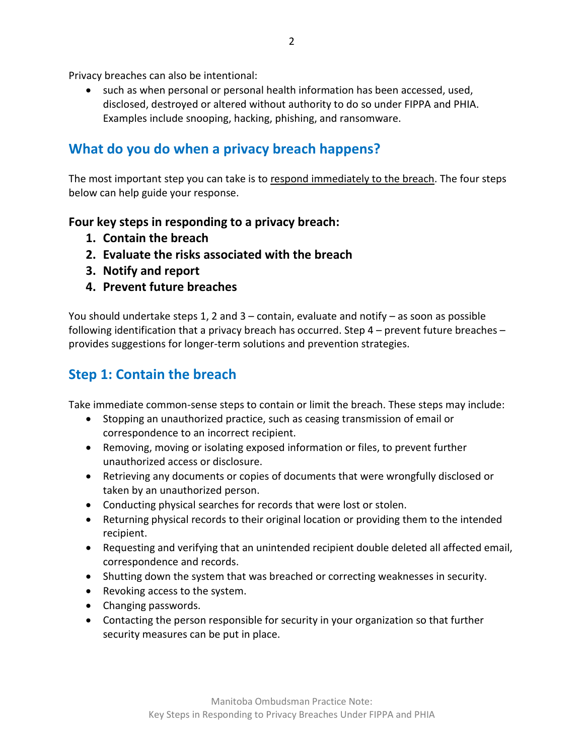Privacy breaches can also be intentional:

- such as when personal or personal health information has been accessed, used, disclosed, destroyed or altered without authority to do so under FIPPA and PHIA. Examples include snooping, hacking, phishing, and ransomware.

## What do you do when a privacy breach happens?

The most important step you can take is to respond immediately to the breach. The four steps below can help guide your response.

**Four key steps in responding to a privacy breach:**

1. **Contain the breach**
2. **Evaluate the risks associated with the breach**
3. **Notify and report**
4. **Prevent future breaches**

You should undertake steps 1, 2 and 3 – contain, evaluate and notify – as soon as possible following identification that a privacy breach has occurred. Step 4 – prevent future breaches – provides suggestions for longer-term solutions and prevention strategies.

## Step 1: Contain the breach

Take immediate common-sense steps to contain or limit the breach. These steps may include:

- Stopping an unauthorized practice, such as ceasing transmission of email or correspondence to an incorrect recipient.
- Removing, moving or isolating exposed information or files, to prevent further unauthorized access or disclosure.
- Retrieving any documents or copies of documents that were wrongfully disclosed or taken by an unauthorized person.
- Conducting physical searches for records that were lost or stolen.
- Returning physical records to their original location or providing them to the intended recipient.
- Requesting and verifying that an unintended recipient double deleted all affected email, correspondence and records.
- Shutting down the system that was breached or correcting weaknesses in security.
- Revoking access to the system.
- Changing passwords.
- Contacting the person responsible for security in your organization so that further security measures can be put in place.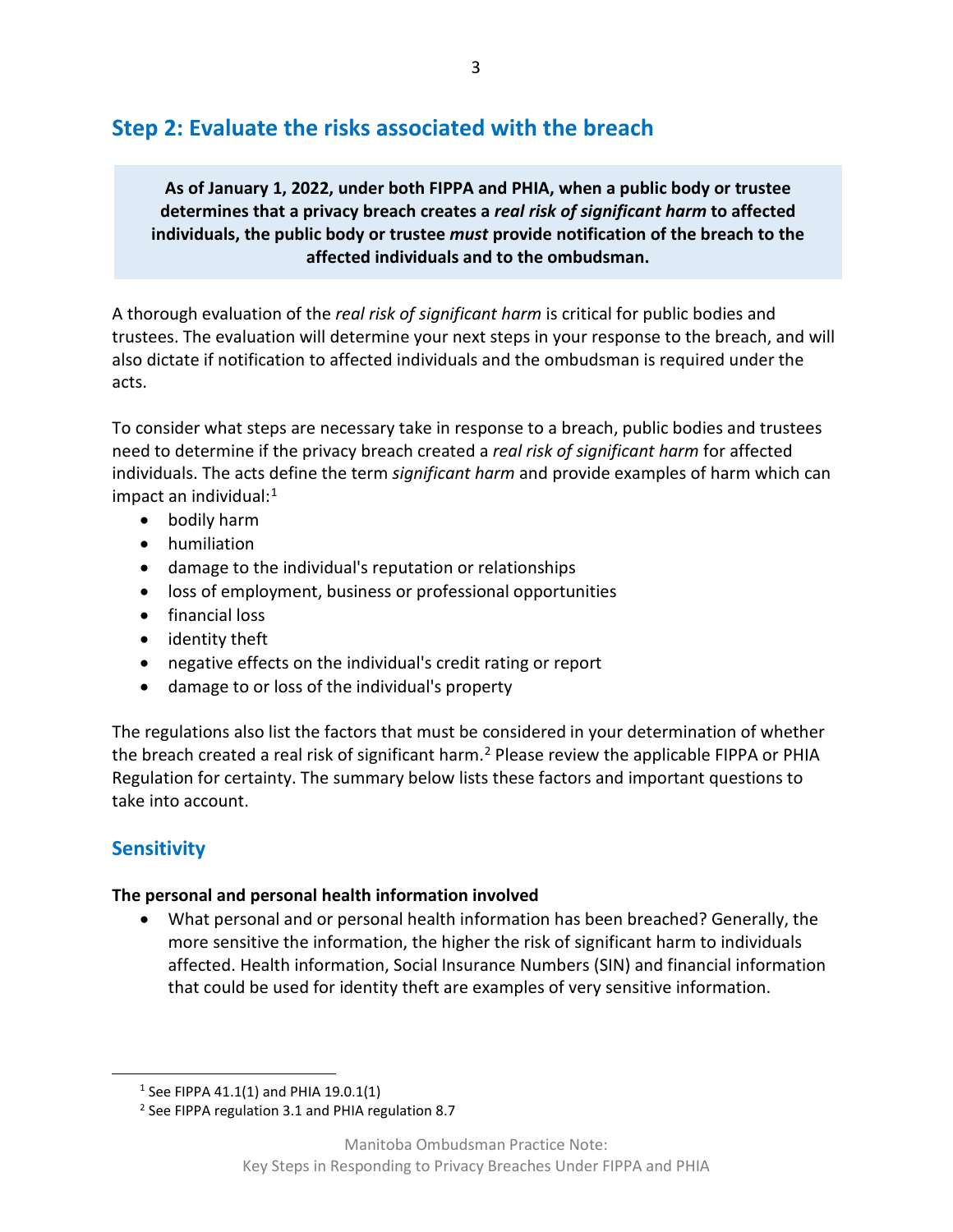## Step 2: Evaluate the risks associated with the breach

**As of January 1, 2022, under both FIPPA and PHIA, when a public body or trustee determines that a privacy breach creates a *real risk of significant harm* to affected individuals, the public body or trustee *must* provide notification of the breach to the affected individuals and to the ombudsman.**

A thorough evaluation of the *real risk of significant harm* is critical for public bodies and trustees. The evaluation will determine your next steps in your response to the breach, and will also dictate if notification to affected individuals and the ombudsman is required under the acts.

To consider what steps are necessary take in response to a breach, public bodies and trustees need to determine if the privacy breach created a *real risk of significant harm* for affected individuals. The acts define the term *significant harm* and provide examples of harm which can impact an individual:[1]

- bodily harm
- humiliation
- damage to the individual's reputation or relationships
- loss of employment, business or professional opportunities
- financial loss
- identity theft
- negative effects on the individual's credit rating or report
- damage to or loss of the individual's property

The regulations also list the factors that must be considered in your determination of whether the breach created a real risk of significant harm.[2] Please review the applicable FIPPA or PHIA Regulation for certainty. The summary below lists these factors and important questions to take into account.

### Sensitivity

**The personal and personal health information involved**

- What personal and or personal health information has been breached? Generally, the more sensitive the information, the higher the risk of significant harm to individuals affected. Health information, Social Insurance Numbers (SIN) and financial information that could be used for identity theft are examples of very sensitive information.

---

[1] See FIPPA 41.1(1) and PHIA 19.0.1(1)

[2] See FIPPA regulation 3.1 and PHIA regulation 8.7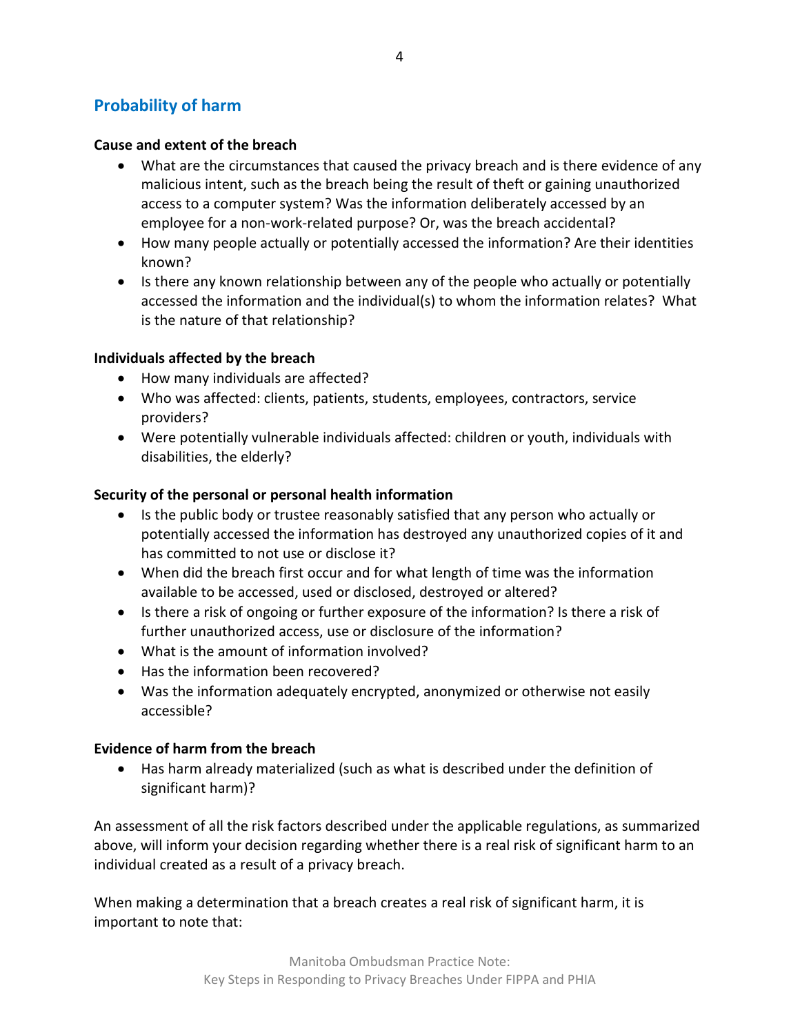## Probability of harm

**Cause and extent of the breach**

- What are the circumstances that caused the privacy breach and is there evidence of any malicious intent, such as the breach being the result of theft or gaining unauthorized access to a computer system? Was the information deliberately accessed by an employee for a non-work-related purpose? Or, was the breach accidental?
- How many people actually or potentially accessed the information? Are their identities known?
- Is there any known relationship between any of the people who actually or potentially accessed the information and the individual(s) to whom the information relates? What is the nature of that relationship?

**Individuals affected by the breach**

- How many individuals are affected?
- Who was affected: clients, patients, students, employees, contractors, service providers?
- Were potentially vulnerable individuals affected: children or youth, individuals with disabilities, the elderly?

**Security of the personal or personal health information**

- Is the public body or trustee reasonably satisfied that any person who actually or potentially accessed the information has destroyed any unauthorized copies of it and has committed to not use or disclose it?
- When did the breach first occur and for what length of time was the information available to be accessed, used or disclosed, destroyed or altered?
- Is there a risk of ongoing or further exposure of the information? Is there a risk of further unauthorized access, use or disclosure of the information?
- What is the amount of information involved?
- Has the information been recovered?
- Was the information adequately encrypted, anonymized or otherwise not easily accessible?

**Evidence of harm from the breach**

- Has harm already materialized (such as what is described under the definition of significant harm)?

An assessment of all the risk factors described under the applicable regulations, as summarized above, will inform your decision regarding whether there is a real risk of significant harm to an individual created as a result of a privacy breach.

When making a determination that a breach creates a real risk of significant harm, it is important to note that: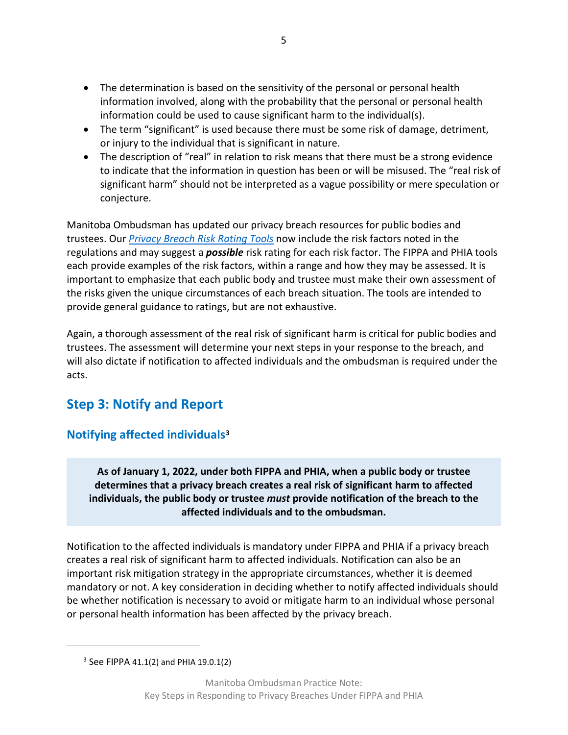- The determination is based on the sensitivity of the personal or personal health information involved, along with the probability that the personal or personal health information could be used to cause significant harm to the individual(s).
- The term "significant" is used because there must be some risk of damage, detriment, or injury to the individual that is significant in nature.
- The description of "real" in relation to risk means that there must be a strong evidence to indicate that the information in question has been or will be misused. The "real risk of significant harm" should not be interpreted as a vague possibility or mere speculation or conjecture.

Manitoba Ombudsman has updated our privacy breach resources for public bodies and trustees. Our *Privacy Breach Risk Rating Tools* now include the risk factors noted in the regulations and may suggest a ***possible*** risk rating for each risk factor. The FIPPA and PHIA tools each provide examples of the risk factors, within a range and how they may be assessed. It is important to emphasize that each public body and trustee must make their own assessment of the risks given the unique circumstances of each breach situation. The tools are intended to provide general guidance to ratings, but are not exhaustive.

Again, a thorough assessment of the real risk of significant harm is critical for public bodies and trustees. The assessment will determine your next steps in your response to the breach, and will also dictate if notification to affected individuals and the ombudsman is required under the acts.

## Step 3: Notify and Report

### Notifying affected individuals[3]

**As of January 1, 2022, under both FIPPA and PHIA, when a public body or trustee determines that a privacy breach creates a real risk of significant harm to affected individuals, the public body or trustee *must* provide notification of the breach to the affected individuals and to the ombudsman.**

Notification to the affected individuals is mandatory under FIPPA and PHIA if a privacy breach creates a real risk of significant harm to affected individuals. Notification can also be an important risk mitigation strategy in the appropriate circumstances, whether it is deemed mandatory or not. A key consideration in deciding whether to notify affected individuals should be whether notification is necessary to avoid or mitigate harm to an individual whose personal or personal health information has been affected by the privacy breach.

[3] See FIPPA 41.1(2) and PHIA 19.0.1(2)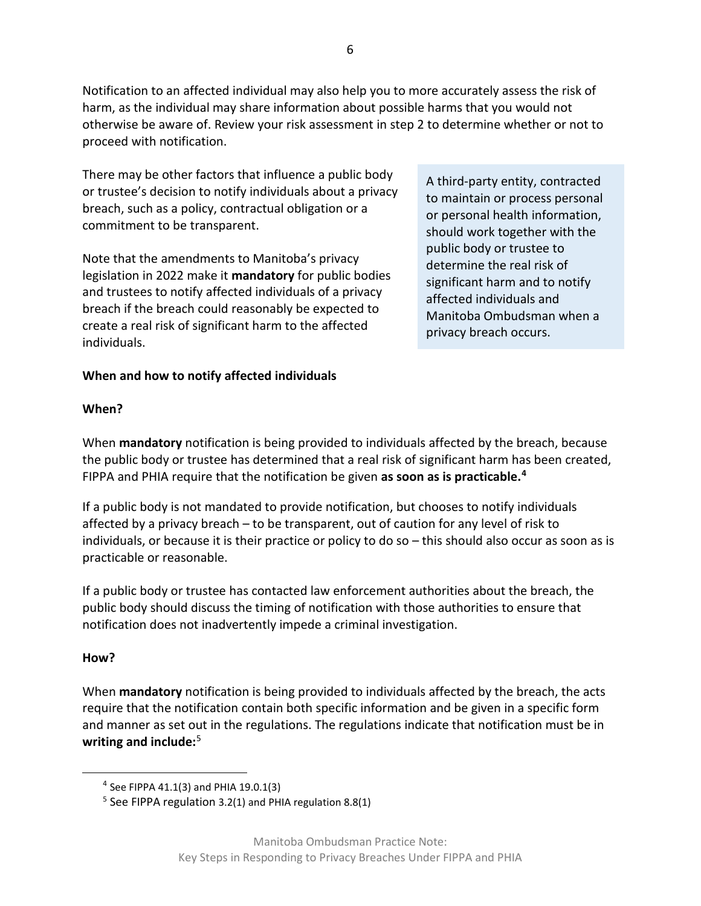Notification to an affected individual may also help you to more accurately assess the risk of harm, as the individual may share information about possible harms that you would not otherwise be aware of. Review your risk assessment in step 2 to determine whether or not to proceed with notification.

There may be other factors that influence a public body or trustee's decision to notify individuals about a privacy breach, such as a policy, contractual obligation or a commitment to be transparent.

Note that the amendments to Manitoba's privacy legislation in 2022 make it **mandatory** for public bodies and trustees to notify affected individuals of a privacy breach if the breach could reasonably be expected to create a real risk of significant harm to the affected individuals.

> A third-party entity, contracted to maintain or process personal or personal health information, should work together with the public body or trustee to determine the real risk of significant harm and to notify affected individuals and Manitoba Ombudsman when a privacy breach occurs.

**When and how to notify affected individuals**

**When?**

When **mandatory** notification is being provided to individuals affected by the breach, because the public body or trustee has determined that a real risk of significant harm has been created, FIPPA and PHIA require that the notification be given **as soon as is practicable.**[4]

If a public body is not mandated to provide notification, but chooses to notify individuals affected by a privacy breach – to be transparent, out of caution for any level of risk to individuals, or because it is their practice or policy to do so – this should also occur as soon as is practicable or reasonable.

If a public body or trustee has contacted law enforcement authorities about the breach, the public body should discuss the timing of notification with those authorities to ensure that notification does not inadvertently impede a criminal investigation.

**How?**

When **mandatory** notification is being provided to individuals affected by the breach, the acts require that the notification contain both specific information and be given in a specific form and manner as set out in the regulations. The regulations indicate that notification must be in **writing and include:**[5]

[4] See FIPPA 41.1(3) and PHIA 19.0.1(3)

[5] See FIPPA regulation 3.2(1) and PHIA regulation 8.8(1)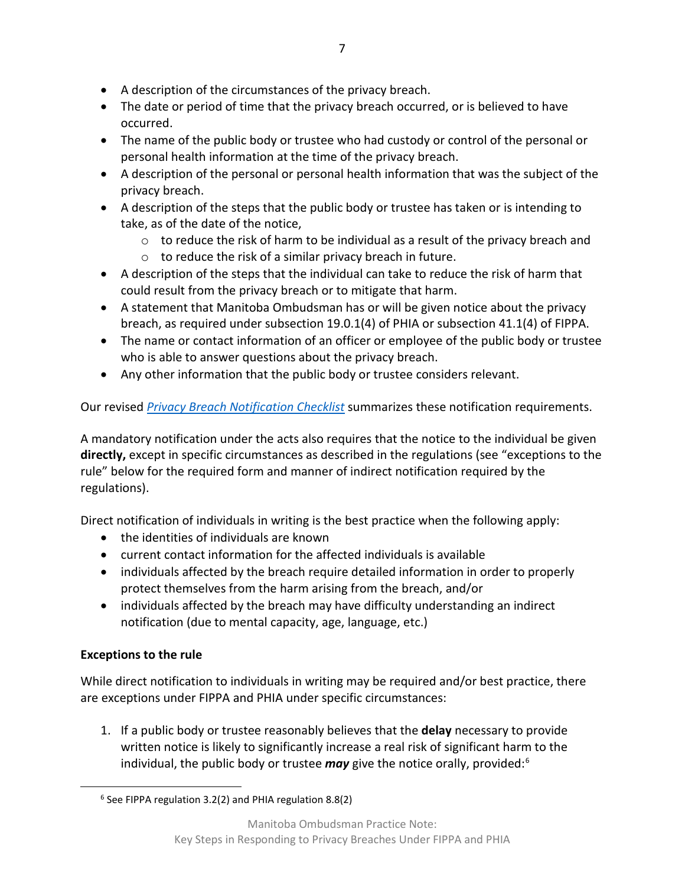- A description of the circumstances of the privacy breach.
- The date or period of time that the privacy breach occurred, or is believed to have occurred.
- The name of the public body or trustee who had custody or control of the personal or personal health information at the time of the privacy breach.
- A description of the personal or personal health information that was the subject of the privacy breach.
- A description of the steps that the public body or trustee has taken or is intending to take, as of the date of the notice,
    - to reduce the risk of harm to be individual as a result of the privacy breach and
    - to reduce the risk of a similar privacy breach in future.
- A description of the steps that the individual can take to reduce the risk of harm that could result from the privacy breach or to mitigate that harm.
- A statement that Manitoba Ombudsman has or will be given notice about the privacy breach, as required under subsection 19.0.1(4) of PHIA or subsection 41.1(4) of FIPPA.
- The name or contact information of an officer or employee of the public body or trustee who is able to answer questions about the privacy breach.
- Any other information that the public body or trustee considers relevant.

Our revised *Privacy Breach Notification Checklist* summarizes these notification requirements.

A mandatory notification under the acts also requires that the notice to the individual be given **directly,** except in specific circumstances as described in the regulations (see "exceptions to the rule" below for the required form and manner of indirect notification required by the regulations).

Direct notification of individuals in writing is the best practice when the following apply:

- the identities of individuals are known
- current contact information for the affected individuals is available
- individuals affected by the breach require detailed information in order to properly protect themselves from the harm arising from the breach, and/or
- individuals affected by the breach may have difficulty understanding an indirect notification (due to mental capacity, age, language, etc.)

**Exceptions to the rule**

While direct notification to individuals in writing may be required and/or best practice, there are exceptions under FIPPA and PHIA under specific circumstances:

1. If a public body or trustee reasonably believes that the **delay** necessary to provide written notice is likely to significantly increase a real risk of significant harm to the individual, the public body or trustee ***may*** give the notice orally, provided:[6]

[6] See FIPPA regulation 3.2(2) and PHIA regulation 8.8(2)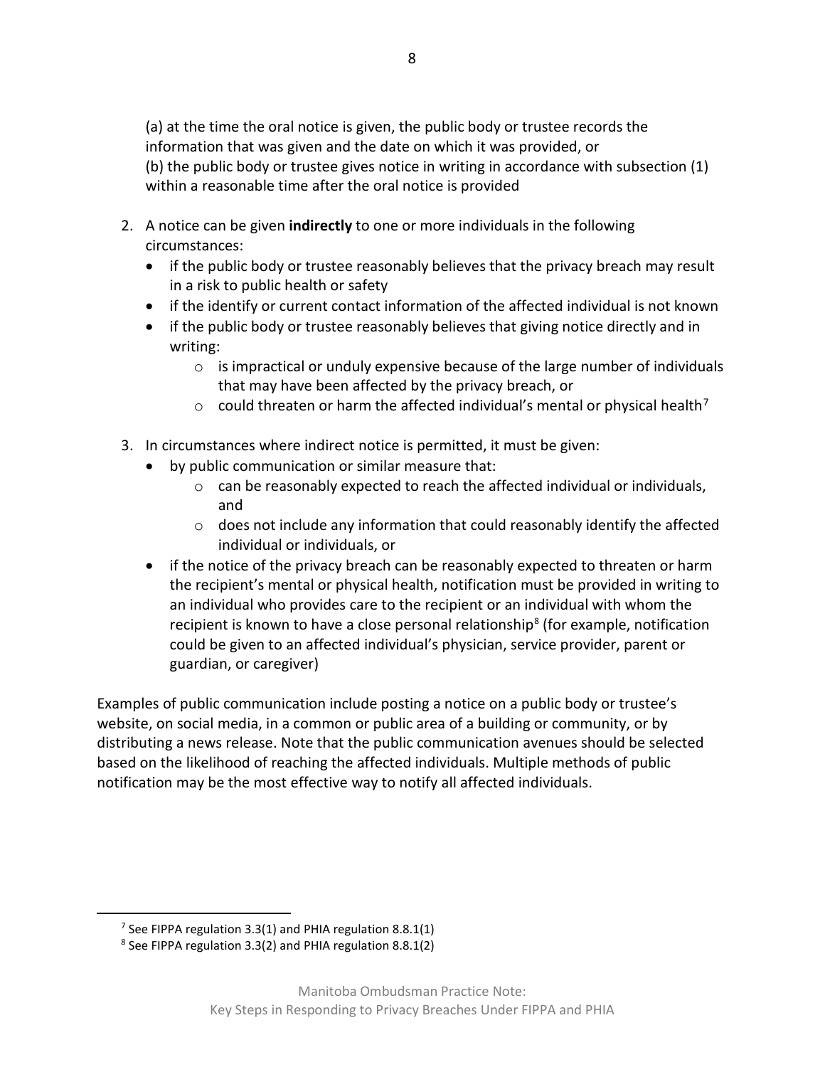(a) at the time the oral notice is given, the public body or trustee records the information that was given and the date on which it was provided, or
(b) the public body or trustee gives notice in writing in accordance with subsection (1) within a reasonable time after the oral notice is provided

2. A notice can be given **indirectly** to one or more individuals in the following circumstances:
   - if the public body or trustee reasonably believes that the privacy breach may result in a risk to public health or safety
   - if the identify or current contact information of the affected individual is not known
   - if the public body or trustee reasonably believes that giving notice directly and in writing:
     - is impractical or unduly expensive because of the large number of individuals that may have been affected by the privacy breach, or
     - could threaten or harm the affected individual's mental or physical health[7]

3. In circumstances where indirect notice is permitted, it must be given:
   - by public communication or similar measure that:
     - can be reasonably expected to reach the affected individual or individuals, and
     - does not include any information that could reasonably identify the affected individual or individuals, or
   - if the notice of the privacy breach can be reasonably expected to threaten or harm the recipient's mental or physical health, notification must be provided in writing to an individual who provides care to the recipient or an individual with whom the recipient is known to have a close personal relationship[8] (for example, notification could be given to an affected individual's physician, service provider, parent or guardian, or caregiver)

Examples of public communication include posting a notice on a public body or trustee's website, on social media, in a common or public area of a building or community, or by distributing a news release. Note that the public communication avenues should be selected based on the likelihood of reaching the affected individuals. Multiple methods of public notification may be the most effective way to notify all affected individuals.

[7] See FIPPA regulation 3.3(1) and PHIA regulation 8.8.1(1)

[8] See FIPPA regulation 3.3(2) and PHIA regulation 8.8.1(2)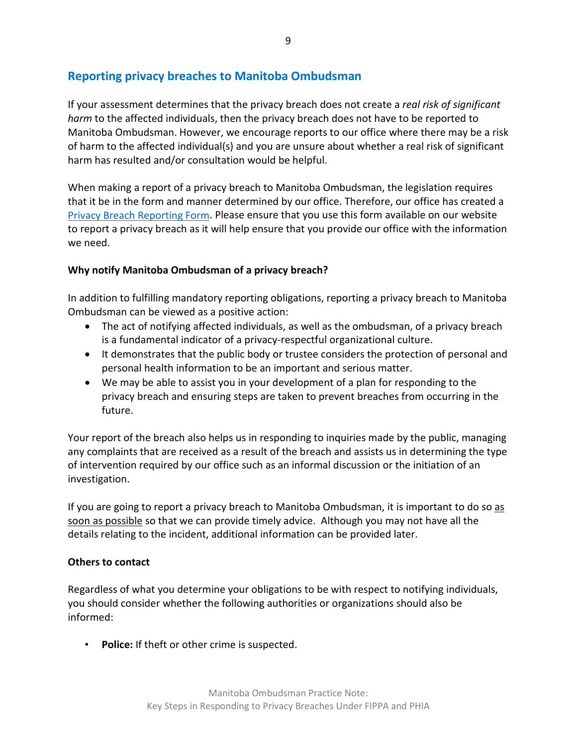## Reporting privacy breaches to Manitoba Ombudsman

If your assessment determines that the privacy breach does not create a *real risk of significant harm* to the affected individuals, then the privacy breach does not have to be reported to Manitoba Ombudsman. However, we encourage reports to our office where there may be a risk of harm to the affected individual(s) and you are unsure about whether a real risk of significant harm has resulted and/or consultation would be helpful.

When making a report of a privacy breach to Manitoba Ombudsman, the legislation requires that it be in the form and manner determined by our office. Therefore, our office has created a Privacy Breach Reporting Form. Please ensure that you use this form available on our website to report a privacy breach as it will help ensure that you provide our office with the information we need.

**Why notify Manitoba Ombudsman of a privacy breach?**

In addition to fulfilling mandatory reporting obligations, reporting a privacy breach to Manitoba Ombudsman can be viewed as a positive action:

- The act of notifying affected individuals, as well as the ombudsman, of a privacy breach is a fundamental indicator of a privacy-respectful organizational culture.
- It demonstrates that the public body or trustee considers the protection of personal and personal health information to be an important and serious matter.
- We may be able to assist you in your development of a plan for responding to the privacy breach and ensuring steps are taken to prevent breaches from occurring in the future.

Your report of the breach also helps us in responding to inquiries made by the public, managing any complaints that are received as a result of the breach and assists us in determining the type of intervention required by our office such as an informal discussion or the initiation of an investigation.

If you are going to report a privacy breach to Manitoba Ombudsman, it is important to do so as soon as possible so that we can provide timely advice. Although you may not have all the details relating to the incident, additional information can be provided later.

**Others to contact**

Regardless of what you determine your obligations to be with respect to notifying individuals, you should consider whether the following authorities or organizations should also be informed:

- **Police:** If theft or other crime is suspected.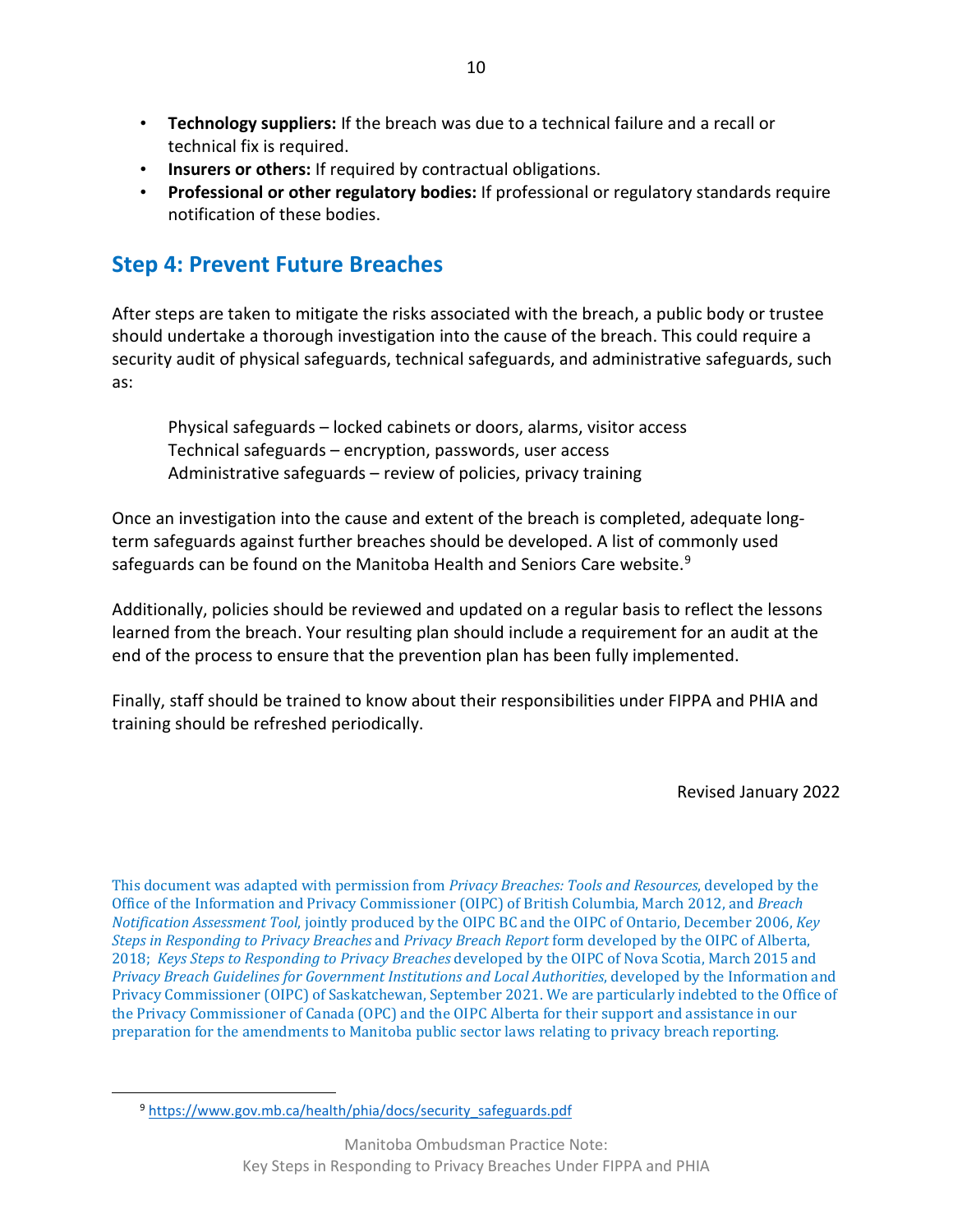- **Technology suppliers:** If the breach was due to a technical failure and a recall or technical fix is required.
- **Insurers or others:** If required by contractual obligations.
- **Professional or other regulatory bodies:** If professional or regulatory standards require notification of these bodies.

## Step 4: Prevent Future Breaches

After steps are taken to mitigate the risks associated with the breach, a public body or trustee should undertake a thorough investigation into the cause of the breach. This could require a security audit of physical safeguards, technical safeguards, and administrative safeguards, such as:

Physical safeguards – locked cabinets or doors, alarms, visitor access
Technical safeguards – encryption, passwords, user access
Administrative safeguards – review of policies, privacy training

Once an investigation into the cause and extent of the breach is completed, adequate long-term safeguards against further breaches should be developed. A list of commonly used safeguards can be found on the Manitoba Health and Seniors Care website.[9]

Additionally, policies should be reviewed and updated on a regular basis to reflect the lessons learned from the breach. Your resulting plan should include a requirement for an audit at the end of the process to ensure that the prevention plan has been fully implemented.

Finally, staff should be trained to know about their responsibilities under FIPPA and PHIA and training should be refreshed periodically.

Revised January 2022

This document was adapted with permission from *Privacy Breaches: Tools and Resources*, developed by the Office of the Information and Privacy Commissioner (OIPC) of British Columbia, March 2012, and *Breach Notification Assessment Tool*, jointly produced by the OIPC BC and the OIPC of Ontario, December 2006, *Key Steps in Responding to Privacy Breaches* and *Privacy Breach Report* form developed by the OIPC of Alberta, 2018; *Keys Steps to Responding to Privacy Breaches* developed by the OIPC of Nova Scotia, March 2015 and *Privacy Breach Guidelines for Government Institutions and Local Authorities*, developed by the Information and Privacy Commissioner (OIPC) of Saskatchewan, September 2021. We are particularly indebted to the Office of the Privacy Commissioner of Canada (OPC) and the OIPC Alberta for their support and assistance in our preparation for the amendments to Manitoba public sector laws relating to privacy breach reporting.

---

[9] https://www.gov.mb.ca/health/phia/docs/security_safeguards.pdf